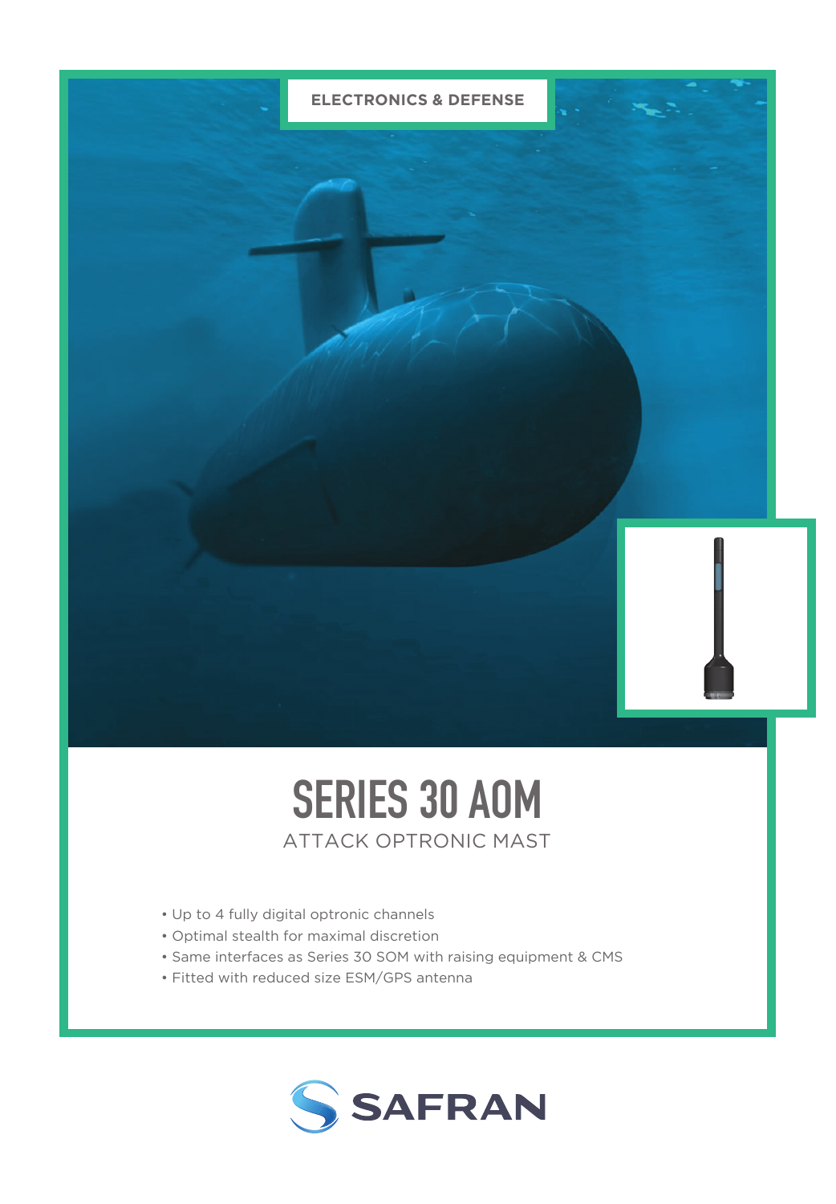ELECTRONICS & DEFENSE

# SERIES 30 AOM

## ATTACK OPTRONIC MAST

- Up to 4 fully digital optronic channels
- Optimal stealth for maximal discretion
- Same interfaces as Series 30 SOM with raising equipment & CMS
- Fitted with reduced size ESM/GPS antenna

SAFRAN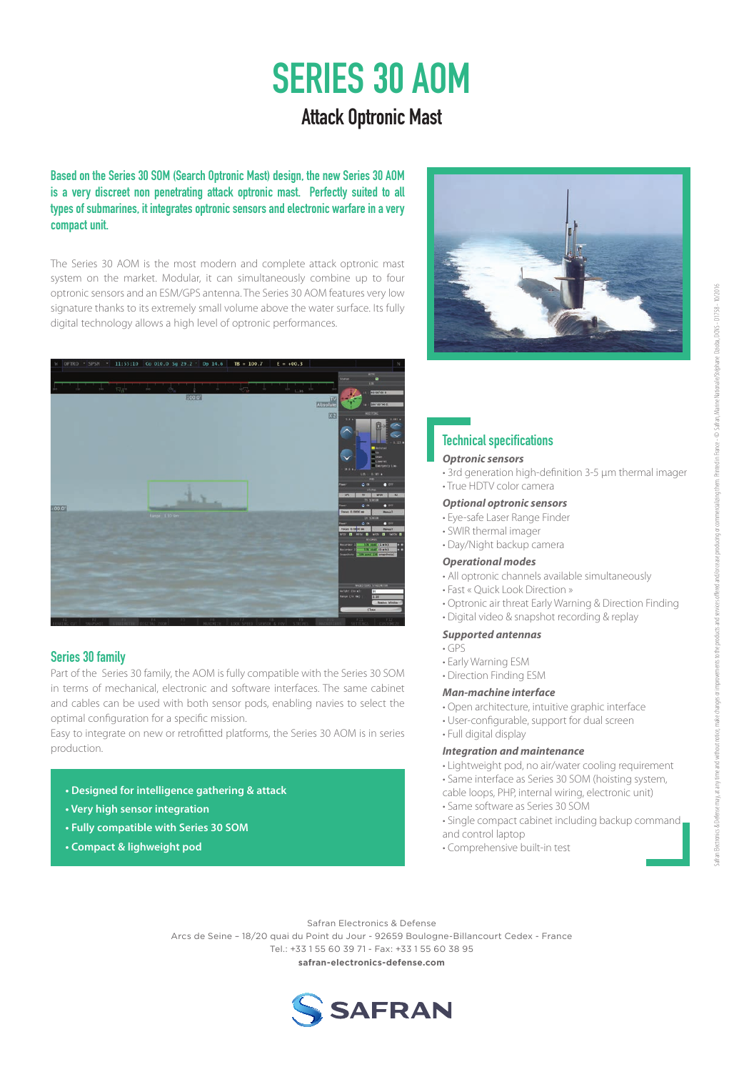# SERIES 30 AOM

## Attack Optronic Mast

**Based on the Series 30 SOM (Search Optronic Mast) design, the new Series 30 AOM is a very discreet non penetrating attack optronic mast. Perfectly suited to all types of submarines, it integrates optronic sensors and electronic warfare in a very compact unit.**

The Series 30 AOM is the most modern and complete attack optronic mast system on the market. Modular, it can simultaneously combine up to four optronic sensors and an ESM/GPS antenna. The Series 30 AOM features very low signature thanks to its extremely small volume above the water surface. Its fully digital technology allows a high level of optronic performances.

## Series 30 family

Part of the Series 30 family, the AOM is fully compatible with the Series 30 SOM in terms of mechanical, electronic and software interfaces. The same cabinet and cables can be used with both sensor pods, enabling navies to select the optimal configuration for a specific mission.

Easy to integrate on new or retrofitted platforms, the Series 30 AOM is in series production.

- **Designed for intelligence gathering & attack**
- **Very high sensor integration**
- **Fully compatible with Series 30 SOM**
- **Compact & lighweight pod**

## Technical specifications

### *Optronic sensors*

- 3rd generation high-definition 3-5 µm thermal imager
- True HDTV color camera

### *Optional optronic sensors*

- Eye-safe Laser Range Finder
- SWIR thermal imager
- Day/Night backup camera

### *Operational modes*

- All optronic channels available simultaneously
- Fast « Quick Look Direction »
- Optronic air threat Early Warning & Direction Finding
- Digital video & snapshot recording & replay

### *Supported antennas*

- GPS
- Early Warning ESM
- Direction Finding ESM

### *Man-machine interface*

- Open architecture, intuitive graphic interface
- User-configurable, support for dual screen
- Full digital display

### *Integration and maintenance*

- Lightweight pod, no air/water cooling requirement
- Same interface as Series 30 SOM (hoisting system, cable loops, PHP, internal wiring, electronic unit)
- Same software as Series 30 SOM
- Single compact cabinet including backup command and control laptop
- Comprehensive built-in test

Safran Electronics & Defense
Arcs de Seine - 18/20 quai du Point du Jour - 92659 Boulogne-Billancourt Cedex - France
Tel.: +33 1 55 60 39 71 - Fax: +33 1 55 60 38 95
**safran-electronics-defense.com**

SAFRAN

Safran Electronics & Defense may, at any time and without notice, make changes or improvements to the products and services offered and/or cease producing or commercializing them. Printed in France - © Safran, Marine Nationale/Stéphane Dzioba, 01/05 - 01758 - 10/2016